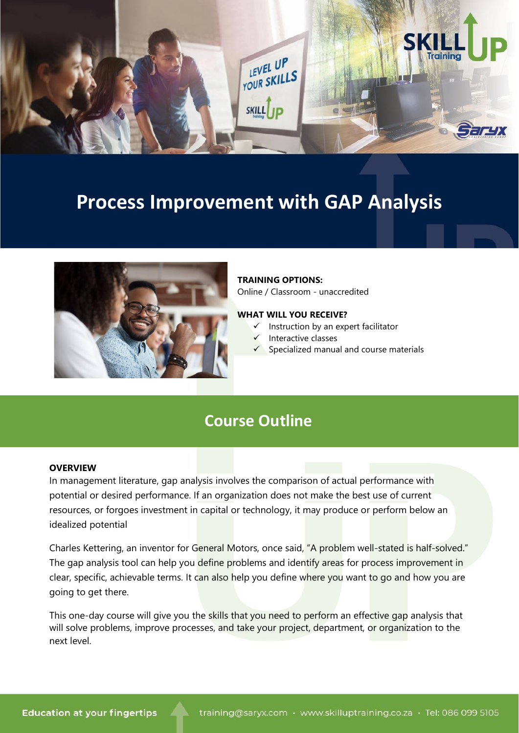# Process Improvement with GAP Analysis

**TRAINING OPTIONS:**
Online / Classroom - unaccredited

**WHAT WILL YOU RECEIVE?**

- ✓ Instruction by an expert facilitator
- ✓ Interactive classes
- ✓ Specialized manual and course materials

## Course Outline

**OVERVIEW**

In management literature, gap analysis involves the comparison of actual performance with potential or desired performance. If an organization does not make the best use of current resources, or forgoes investment in capital or technology, it may produce or perform below an idealized potential

Charles Kettering, an inventor for General Motors, once said, "A problem well-stated is half-solved." The gap analysis tool can help you define problems and identify areas for process improvement in clear, specific, achievable terms. It can also help you define where you want to go and how you are going to get there.

This one-day course will give you the skills that you need to perform an effective gap analysis that will solve problems, improve processes, and take your project, department, or organization to the next level.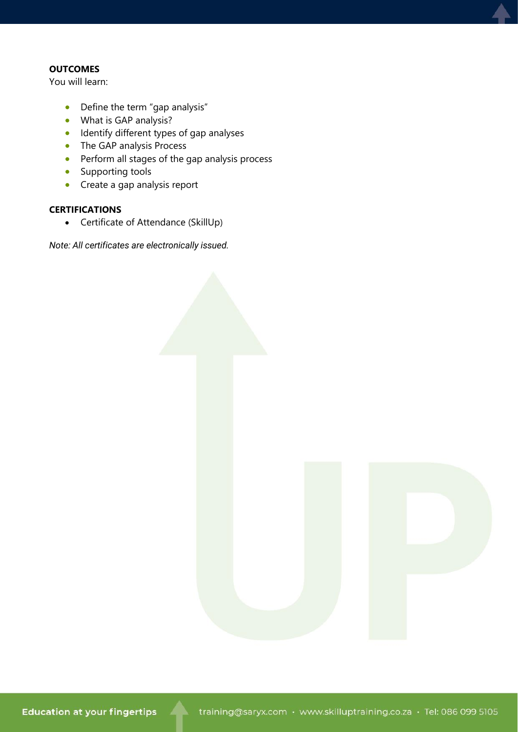**OUTCOMES**

You will learn:

- Define the term "gap analysis"
- What is GAP analysis?
- Identify different types of gap analyses
- The GAP analysis Process
- Perform all stages of the gap analysis process
- Supporting tools
- Create a gap analysis report

**CERTIFICATIONS**

- Certificate of Attendance (SkillUp)

*Note: All certificates are electronically issued.*